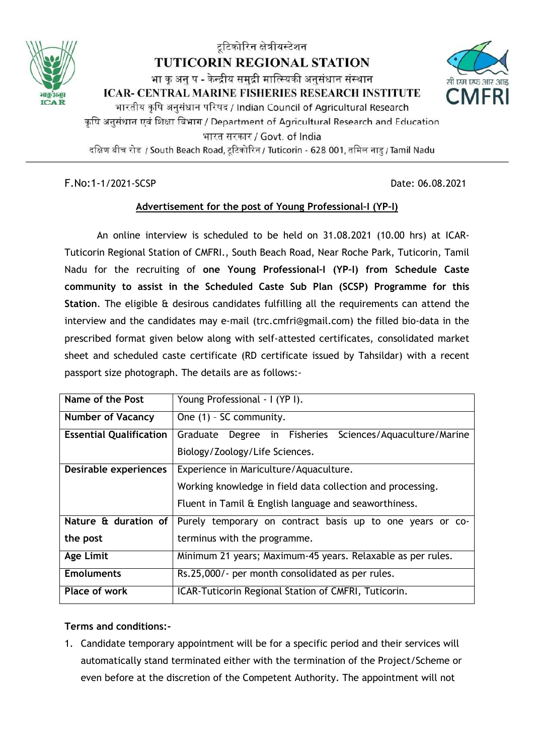टूटिकोरिन क्षेत्रीयस्टेशन

**TUTICORIN REGIONAL STATION**

भा कृ अनु प - केन्द्रीय समुद्री मात्स्यिकी अनुसंधान संस्थान

**ICAR- CENTRAL MARINE FISHERIES RESEARCH INSTITUTE**

भारतीय कृषि अनुसंधान परिषद / Indian Council of Agricultural Research

कृषि अनुसंधान एवं शिक्षा विभाग / Department of Agricultural Research and Education

भारत सरकार / Govt. of India

दक्षिण बीच रोड / South Beach Road, टूटिकोरिन / Tuticorin - 628 001, तमिल नाडु / Tamil Nadu

F.No:1-1/2021-SCSP

Date: 06.08.2021

## Advertisement for the post of Young Professional-I (YP-I)

An online interview is scheduled to be held on 31.08.2021 (10.00 hrs) at ICAR-Tuticorin Regional Station of CMFRI., South Beach Road, Near Roche Park, Tuticorin, Tamil Nadu for the recruiting of **one Young Professional-I (YP-I) from Schedule Caste community to assist in the Scheduled Caste Sub Plan (SCSP) Programme for this Station**. The eligible & desirous candidates fulfilling all the requirements can attend the interview and the candidates may e-mail (trc.cmfri@gmail.com) the filled bio-data in the prescribed format given below along with self-attested certificates, consolidated market sheet and scheduled caste certificate (RD certificate issued by Tahsildar) with a recent passport size photograph. The details are as follows:-

| **Name of the Post** | Young Professional - I (YP I). |
|---|---|
| **Number of Vacancy** | One (1) – SC community. |
| **Essential Qualification** | Graduate Degree in Fisheries Sciences/Aquaculture/Marine Biology/Zoology/Life Sciences. |
| **Desirable experiences** | Experience in Mariculture/Aquaculture.<br>Working knowledge in field data collection and processing.<br>Fluent in Tamil & English language and seaworthiness. |
| **Nature & duration of the post** | Purely temporary on contract basis up to one years or co-terminus with the programme. |
| **Age Limit** | Minimum 21 years; Maximum-45 years. Relaxable as per rules. |
| **Emoluments** | Rs.25,000/- per month consolidated as per rules. |
| **Place of work** | ICAR-Tuticorin Regional Station of CMFRI, Tuticorin. |

**Terms and conditions:-**

1. Candidate temporary appointment will be for a specific period and their services will automatically stand terminated either with the termination of the Project/Scheme or even before at the discretion of the Competent Authority. The appointment will not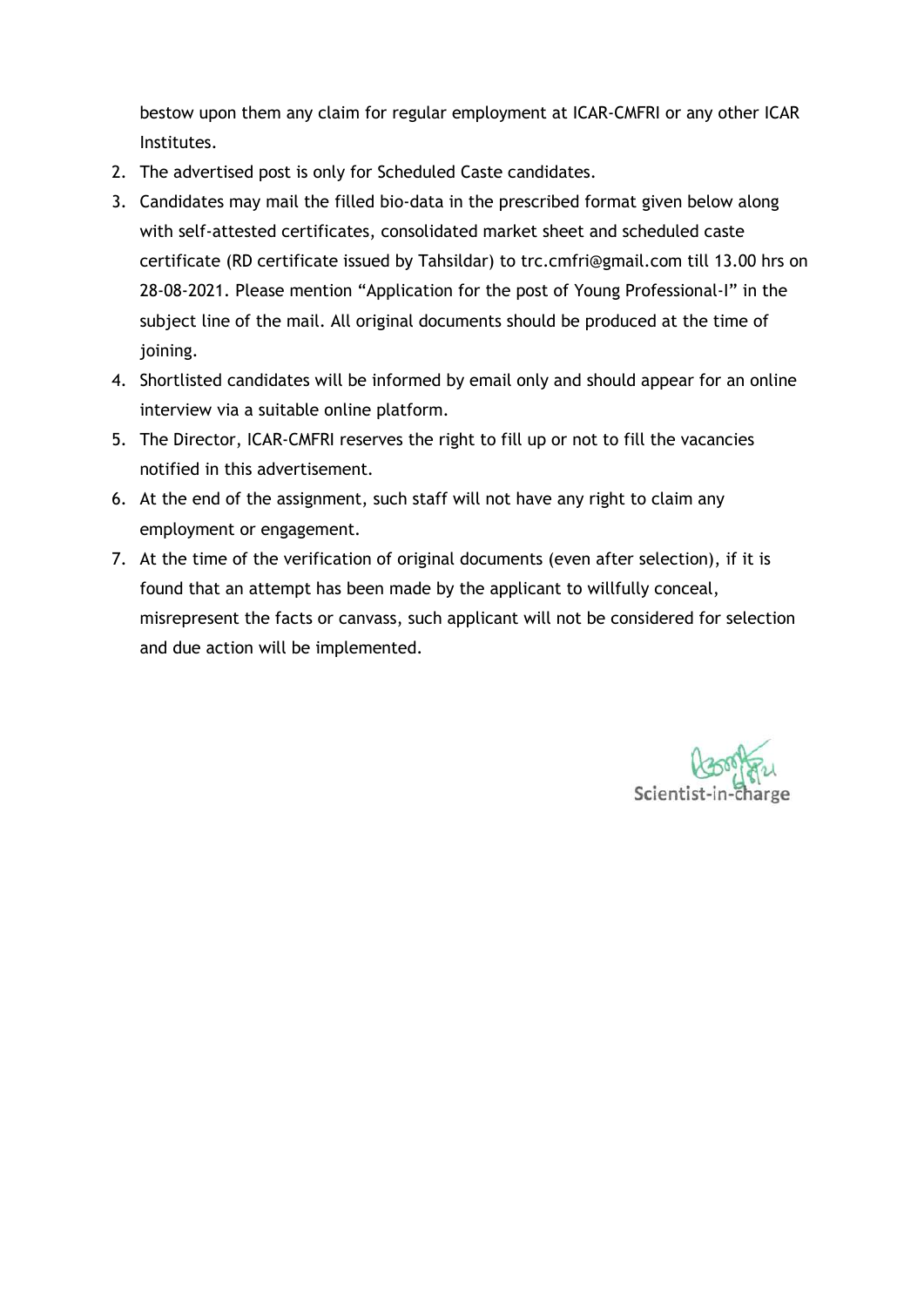bestow upon them any claim for regular employment at ICAR-CMFRI or any other ICAR Institutes.

2. The advertised post is only for Scheduled Caste candidates.
3. Candidates may mail the filled bio-data in the prescribed format given below along with self-attested certificates, consolidated market sheet and scheduled caste certificate (RD certificate issued by Tahsildar) to trc.cmfri@gmail.com till 13.00 hrs on 28-08-2021. Please mention "Application for the post of Young Professional-I" in the subject line of the mail. All original documents should be produced at the time of joining.
4. Shortlisted candidates will be informed by email only and should appear for an online interview via a suitable online platform.
5. The Director, ICAR-CMFRI reserves the right to fill up or not to fill the vacancies notified in this advertisement.
6. At the end of the assignment, such staff will not have any right to claim any employment or engagement.
7. At the time of the verification of original documents (even after selection), if it is found that an attempt has been made by the applicant to willfully conceal, misrepresent the facts or canvass, such applicant will not be considered for selection and due action will be implemented.

Scientist-in-charge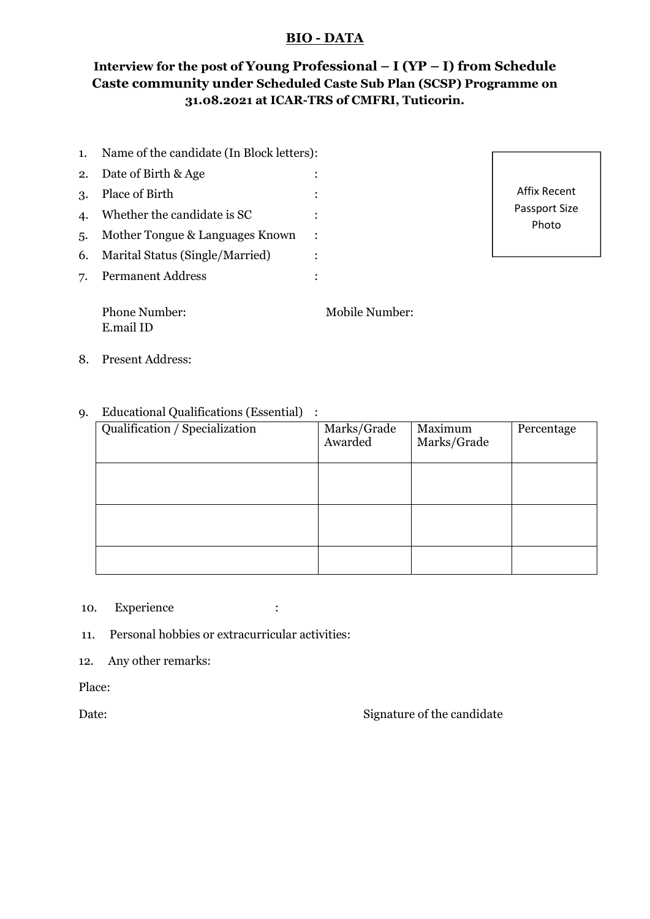# BIO - DATA

**Interview for the post of Young Professional – I (YP – I) from Schedule Caste community under Scheduled Caste Sub Plan (SCSP) Programme on 31.08.2021 at ICAR-TRS of CMFRI, Tuticorin.**

Affix Recent Passport Size Photo

1. Name of the candidate (In Block letters):
2. Date of Birth & Age :
3. Place of Birth :
4. Whether the candidate is SC :
5. Mother Tongue & Languages Known :
6. Marital Status (Single/Married) :
7. Permanent Address :

   Phone Number: Mobile Number:
   E.mail ID

8. Present Address:

9. Educational Qualifications (Essential) :

| Qualification / Specialization | Marks/Grade Awarded | Maximum Marks/Grade | Percentage |
|---|---|---|---|
| | | | |
| | | | |
| | | | |

10. Experience :
11. Personal hobbies or extracurricular activities:
12. Any other remarks:

Place:

Date: Signature of the candidate